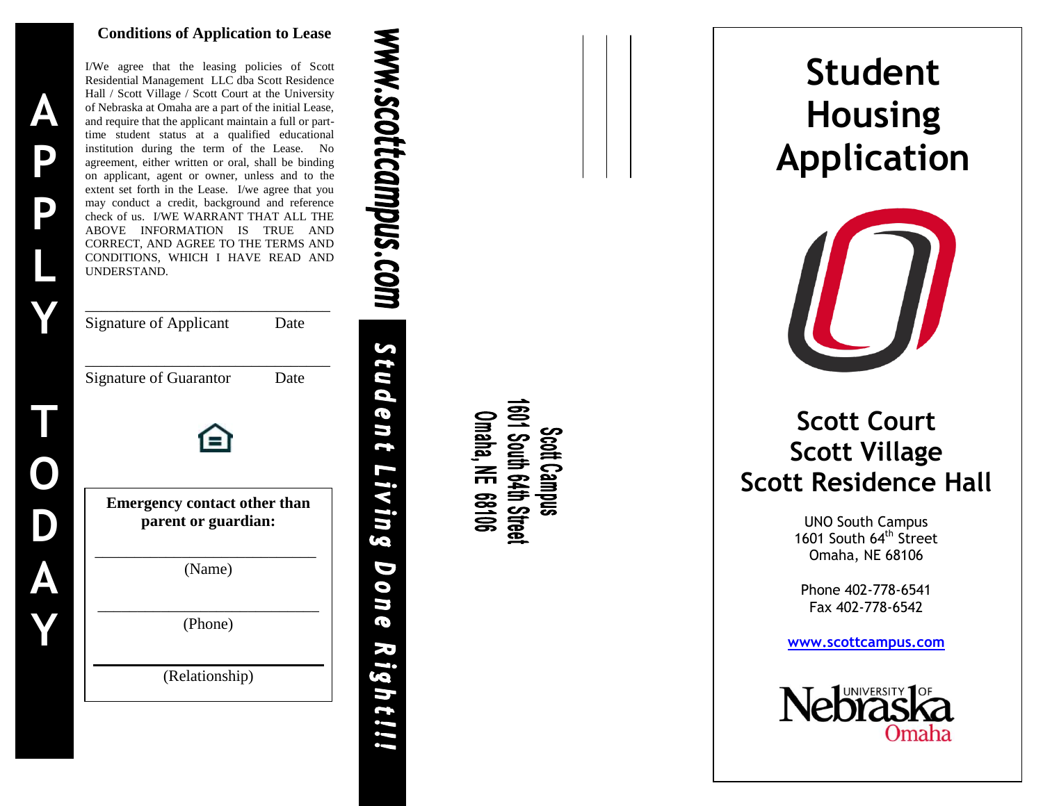APPLY TODAY

## Conditions of Application to Lease

I/We agree that the leasing policies of Scott Residential Management LLC dba Scott Residence Hall / Scott Village / Scott Court at the University of Nebraska at Omaha are a part of the initial Lease, and require that the applicant maintain a full or part-time student status at a qualified educational institution during the term of the Lease. No agreement, either written or oral, shall be binding on applicant, agent or owner, unless and to the extent set forth in the Lease. I/we agree that you may conduct a credit, background and reference check of us. I/WE WARRANT THAT ALL THE ABOVE INFORMATION IS TRUE AND CORRECT, AND AGREE TO THE TERMS AND CONDITIONS, WHICH I HAVE READ AND UNDERSTAND.

______________________________
Signature of Applicant Date

______________________________
Signature of Guarantor Date

**Emergency contact other than parent or guardian:**

______________________________
(Name)

______________________________
(Phone)

______________________________
(Relationship)

www.scottcampus.com

*Student Living Done Right!!!*

Scott Campus
1601 South 64th Street
Omaha, NE 68106

# Student Housing Application

## Scott Court
## Scott Village
## Scott Residence Hall

UNO South Campus
1601 South 64th Street
Omaha, NE 68106

Phone 402-778-6541
Fax 402-778-6542

**www.scottcampus.com**

University of Nebraska Omaha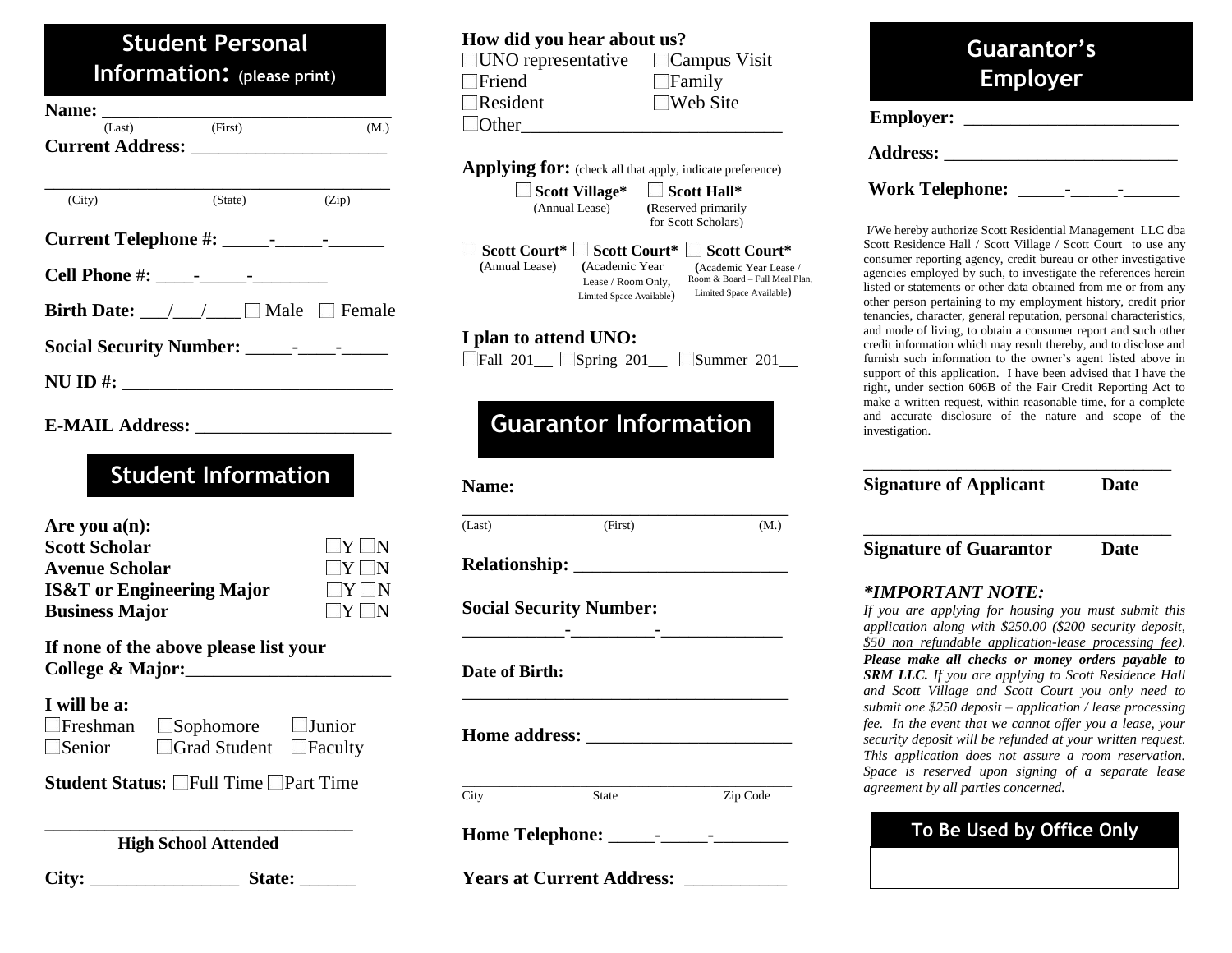## Student Personal Information: (please print)

**Name:** ______________________________
(Last) (First) (M.)

**Current Address:** ____________________

______________________________________
(City) (State) (Zip)

**Current Telephone #:** _____-_____-______

**Cell Phone #:** ____-_____-________

**Birth Date:** ___/___/____ ☐ Male ☐ Female

**Social Security Number:** _____-____-_____

**NU ID #:** ____________________________

**E-MAIL Address:** ____________________

## Student Information

**Are you a(n):**

**Scott Scholar** ☐Y ☐N

**Avenue Scholar** ☐Y ☐N

**IS&T or Engineering Major** ☐Y ☐N

**Business Major** ☐Y ☐N

**If none of the above please list your College & Major:**_____________________

**I will be a:**

☐Freshman ☐Sophomore ☐Junior
☐Senior ☐Grad Student ☐Faculty

**Student Status:** ☐Full Time ☐Part Time

________________________________
**High School Attended**

**City:** ________________ **State:** ______

**How did you hear about us?**

☐UNO representative ☐Campus Visit
☐Friend ☐Family
☐Resident ☐Web Site
☐Other___________________________

**Applying for:** (check all that apply, indicate preference)

☐ **Scott Village*** (Annual Lease)
☐ **Scott Hall*** (Reserved primarily for Scott Scholars)

☐ **Scott Court*** (Annual Lease)
☐ **Scott Court*** (Academic Year Lease / Room Only, Limited Space Available)
☐ **Scott Court*** (Academic Year Lease / Room & Board – Full Meal Plan, Limited Space Available)

**I plan to attend UNO:**

☐Fall 201__ ☐Spring 201__ ☐Summer 201__

## Guarantor Information

**Name:**

____________________________________
(Last) (First) (M.)

**Relationship:** ______________________

**Social Security Number:**

___________-_________-_____________

**Date of Birth:**

____________________________________

**Home address:** _____________________

____________________________________
City State Zip Code

**Home Telephone:** _____-_____-________

**Years at Current Address:** ___________

## Guarantor's Employer

**Employer:** ______________________

**Address:** ________________________

**Work Telephone:** _____-_____-______

I/We hereby authorize Scott Residential Management LLC dba Scott Residence Hall / Scott Village / Scott Court to use any consumer reporting agency, credit bureau or other investigative agencies employed by such, to investigate the references herein listed or statements or other data obtained from me or from any other person pertaining to my employment history, credit prior tenancies, character, general reputation, personal characteristics, and mode of living, to obtain a consumer report and such other credit information which may result thereby, and to disclose and furnish such information to the owner's agent listed above in support of this application. I have been advised that I have the right, under section 606B of the Fair Credit Reporting Act to make a written request, within reasonable time, for a complete and accurate disclosure of the nature and scope of the investigation.

________________________________
**Signature of Applicant Date**

________________________________
**Signature of Guarantor Date**

***IMPORTANT NOTE:***

*If you are applying for housing you must submit this application along with $250.00 ($200 security deposit, $50 non refundable application-lease processing fee).* ***Please make all checks or money orders payable to SRM LLC.*** *If you are applying to Scott Residence Hall and Scott Village and Scott Court you only need to submit one $250 deposit – application / lease processing fee. In the event that we cannot offer you a lease, your security deposit will be refunded at your written request. This application does not assure a room reservation. Space is reserved upon signing of a separate lease agreement by all parties concerned.*

**To Be Used by Office Only**